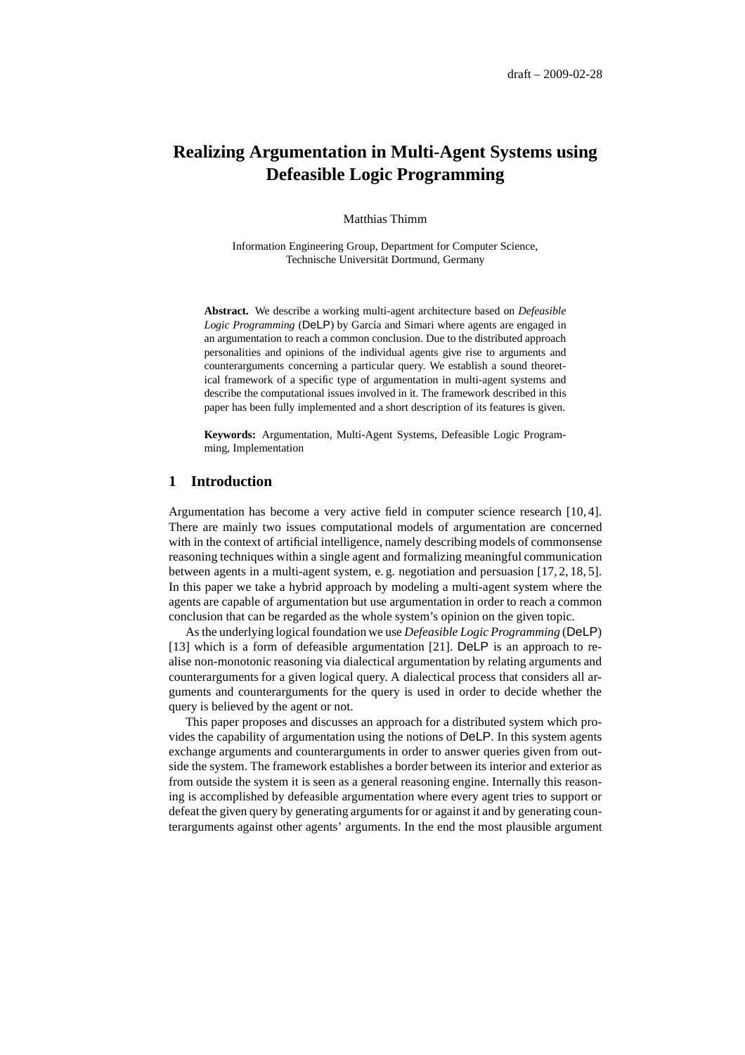# Realizing Argumentation in Multi-Agent Systems using Defeasible Logic Programming

Matthias Thimm

Information Engineering Group, Department for Computer Science, Technische Universität Dortmund, Germany

**Abstract.** We describe a working multi-agent architecture based on *Defeasible Logic Programming* (DeLP) by García and Simari where agents are engaged in an argumentation to reach a common conclusion. Due to the distributed approach personalities and opinions of the individual agents give rise to arguments and counterarguments concerning a particular query. We establish a sound theoretical framework of a specific type of argumentation in multi-agent systems and describe the computational issues involved in it. The framework described in this paper has been fully implemented and a short description of its features is given.

**Keywords:** Argumentation, Multi-Agent Systems, Defeasible Logic Programming, Implementation

## 1 Introduction

Argumentation has become a very active field in computer science research [10, 4]. There are mainly two issues computational models of argumentation are concerned with in the context of artificial intelligence, namely describing models of commonsense reasoning techniques within a single agent and formalizing meaningful communication between agents in a multi-agent system, e. g. negotiation and persuasion [17, 2, 18, 5]. In this paper we take a hybrid approach by modeling a multi-agent system where the agents are capable of argumentation but use argumentation in order to reach a common conclusion that can be regarded as the whole system's opinion on the given topic.

As the underlying logical foundation we use *Defeasible Logic Programming* (DeLP) [13] which is a form of defeasible argumentation [21]. DeLP is an approach to realise non-monotonic reasoning via dialectical argumentation by relating arguments and counterarguments for a given logical query. A dialectical process that considers all arguments and counterarguments for the query is used in order to decide whether the query is believed by the agent or not.

This paper proposes and discusses an approach for a distributed system which provides the capability of argumentation using the notions of DeLP. In this system agents exchange arguments and counterarguments in order to answer queries given from outside the system. The framework establishes a border between its interior and exterior as from outside the system it is seen as a general reasoning engine. Internally this reasoning is accomplished by defeasible argumentation where every agent tries to support or defeat the given query by generating arguments for or against it and by generating counterarguments against other agents' arguments. In the end the most plausible argument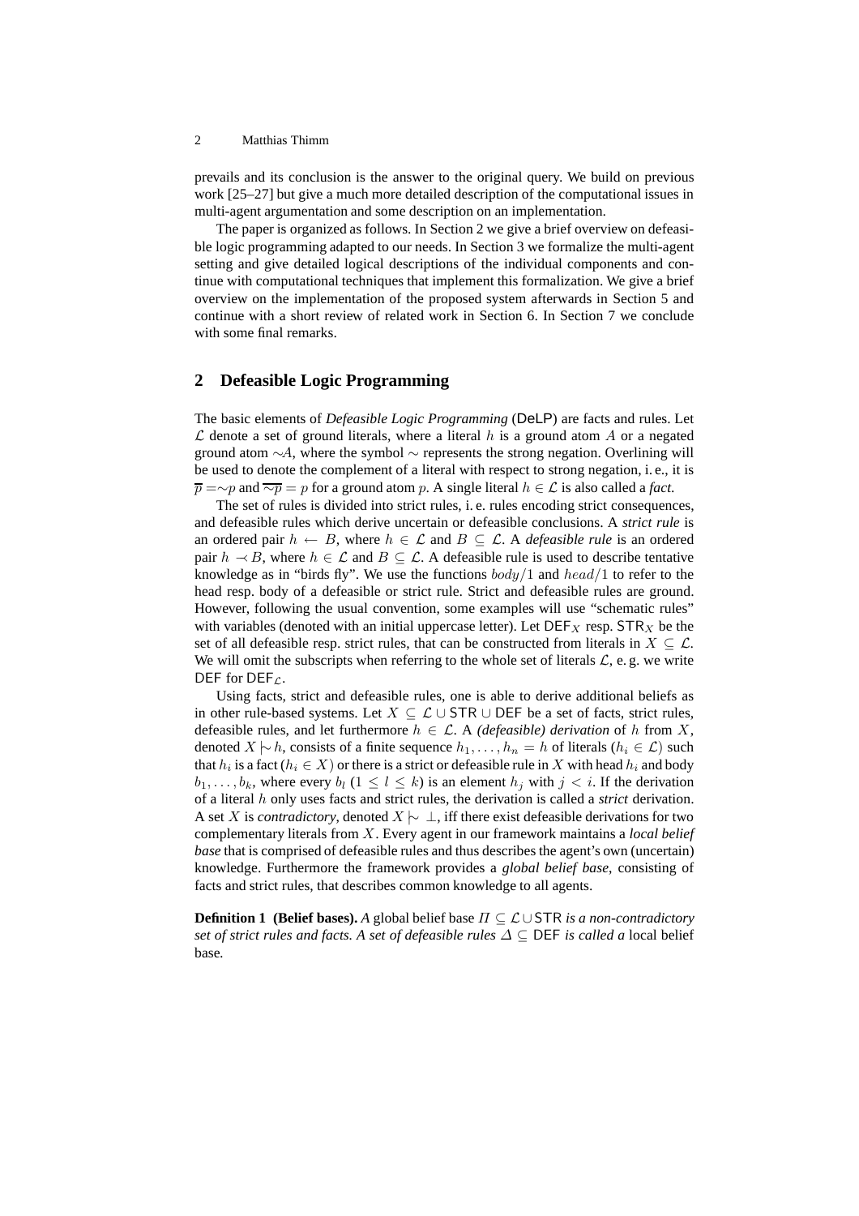prevails and its conclusion is the answer to the original query. We build on previous work [25–27] but give a much more detailed description of the computational issues in multi-agent argumentation and some description on an implementation.

The paper is organized as follows. In Section 2 we give a brief overview on defeasible logic programming adapted to our needs. In Section 3 we formalize the multi-agent setting and give detailed logical descriptions of the individual components and continue with computational techniques that implement this formalization. We give a brief overview on the implementation of the proposed system afterwards in Section 5 and continue with a short review of related work in Section 6. In Section 7 we conclude with some final remarks.

## 2 Defeasible Logic Programming

The basic elements of *Defeasible Logic Programming* (DeLP) are facts and rules. Let $\mathcal{L}$ denote a set of ground literals, where a literal $h$ is a ground atom $A$ or a negated ground atom $\sim A$, where the symbol $\sim$ represents the strong negation. Overlining will be used to denote the complement of a literal with respect to strong negation, i. e., it is $\overline{p} = \sim p$ and $\overline{\sim p} = p$ for a ground atom $p$. A single literal $h \in \mathcal{L}$ is also called a *fact*.

The set of rules is divided into strict rules, i. e. rules encoding strict consequences, and defeasible rules which derive uncertain or defeasible conclusions. A *strict rule* is an ordered pair $h \leftarrow B$, where $h \in \mathcal{L}$ and $B \subseteq \mathcal{L}$. A *defeasible rule* is an ordered pair $h \prec B$, where $h \in \mathcal{L}$ and $B \subseteq \mathcal{L}$. A defeasible rule is used to describe tentative knowledge as in "birds fly". We use the functions $body/1$ and $head/1$ to refer to the head resp. body of a defeasible or strict rule. Strict and defeasible rules are ground. However, following the usual convention, some examples will use "schematic rules" with variables (denoted with an initial uppercase letter). Let $\mathsf{DEF}_X$ resp. $\mathsf{STR}_X$ be the set of all defeasible resp. strict rules, that can be constructed from literals in $X \subseteq \mathcal{L}$. We will omit the subscripts when referring to the whole set of literals $\mathcal{L}$, e. g. we write $\mathsf{DEF}$ for $\mathsf{DEF}_{\mathcal{L}}$.

Using facts, strict and defeasible rules, one is able to derive additional beliefs as in other rule-based systems. Let $X \subseteq \mathcal{L} \cup \mathsf{STR} \cup \mathsf{DEF}$ be a set of facts, strict rules, defeasible rules, and let furthermore $h \in \mathcal{L}$. A *(defeasible) derivation* of $h$ from $X$, denoted $X \mid\!\sim h$, consists of a finite sequence $h_1, \ldots, h_n = h$ of literals ($h_i \in \mathcal{L}$) such that $h_i$ is a fact ($h_i \in X$) or there is a strict or defeasible rule in $X$ with head $h_i$ and body $b_1, \ldots, b_k$, where every $b_l$ ($1 \leq l \leq k$) is an element $h_j$ with $j < i$. If the derivation of a literal $h$ only uses facts and strict rules, the derivation is called a *strict* derivation. A set $X$ is *contradictory*, denoted $X \mid\!\sim \perp$, iff there exist defeasible derivations for two complementary literals from $X$. Every agent in our framework maintains a *local belief base* that is comprised of defeasible rules and thus describes the agent's own (uncertain) knowledge. Furthermore the framework provides a *global belief base*, consisting of facts and strict rules, that describes common knowledge to all agents.

**Definition 1 (Belief bases).** *A* global belief base $\Pi \subseteq \mathcal{L} \cup \mathsf{STR}$ *is a non-contradictory set of strict rules and facts. A set of defeasible rules* $\Delta \subseteq \mathsf{DEF}$ *is called a* local belief base*.*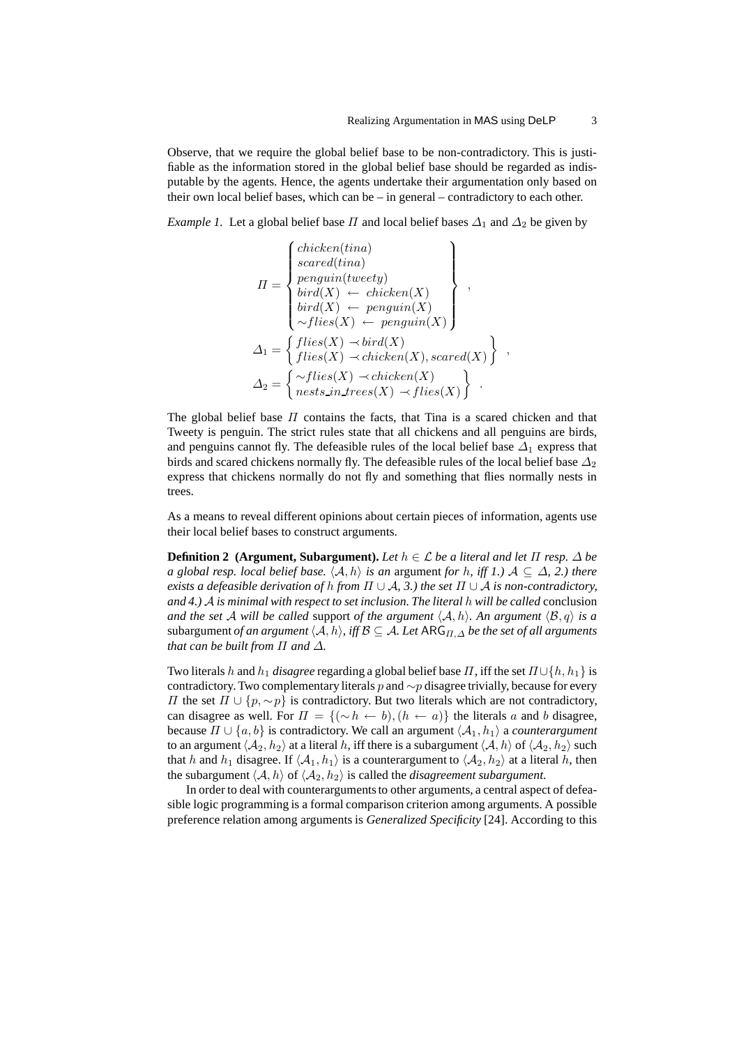Observe, that we require the global belief base to be non-contradictory. This is justifiable as the information stored in the global belief base should be regarded as indisputable by the agents. Hence, the agents undertake their argumentation only based on their own local belief bases, which can be – in general – contradictory to each other.

*Example 1.* Let a global belief base $\Pi$ and local belief bases $\Delta_1$ and $\Delta_2$ be given by

$$\Pi = \left\{ \begin{array}{l} chicken(tina) \\ scared(tina) \\ penguin(tweety) \\ bird(X) \leftarrow chicken(X) \\ bird(X) \leftarrow penguin(X) \\ \sim flies(X) \leftarrow penguin(X) \end{array} \right\} ,$$

$$\Delta_1 = \left\{ \begin{array}{l} flies(X) \prec bird(X) \\ flies(X) \prec chicken(X), scared(X) \end{array} \right\} ,$$

$$\Delta_2 = \left\{ \begin{array}{l} \sim flies(X) \prec chicken(X) \\ nests\_in\_trees(X) \prec flies(X) \end{array} \right\} .$$

The global belief base $\Pi$ contains the facts, that Tina is a scared chicken and that Tweety is penguin. The strict rules state that all chickens and all penguins are birds, and penguins cannot fly. The defeasible rules of the local belief base $\Delta_1$ express that birds and scared chickens normally fly. The defeasible rules of the local belief base $\Delta_2$ express that chickens normally do not fly and something that flies normally nests in trees.

As a means to reveal different opinions about certain pieces of information, agents use their local belief bases to construct arguments.

**Definition 2 (Argument, Subargument).** *Let $h \in \mathcal{L}$ be a literal and let $\Pi$ resp. $\Delta$ be a global resp. local belief base. $\langle \mathcal{A}, h \rangle$ is an* argument *for $h$, iff 1.) $\mathcal{A} \subseteq \Delta$, 2.) there exists a defeasible derivation of $h$ from $\Pi \cup \mathcal{A}$, 3.) the set $\Pi \cup \mathcal{A}$ is non-contradictory, and 4.) $\mathcal{A}$ is minimal with respect to set inclusion. The literal $h$ will be called* conclusion *and the set $\mathcal{A}$ will be called* support *of the argument $\langle \mathcal{A}, h \rangle$. An argument $\langle \mathcal{B}, q \rangle$ is a* subargument *of an argument $\langle \mathcal{A}, h \rangle$, iff $\mathcal{B} \subseteq \mathcal{A}$. Let $\mathsf{ARG}_{\Pi,\Delta}$ be the set of all arguments that can be built from $\Pi$ and $\Delta$.*

Two literals $h$ and $h_1$ *disagree* regarding a global belief base $\Pi$, iff the set $\Pi \cup \{h, h_1\}$ is contradictory. Two complementary literals $p$ and $\sim p$ disagree trivially, because for every $\Pi$ the set $\Pi \cup \{p, \sim p\}$ is contradictory. But two literals which are not contradictory, can disagree as well. For $\Pi = \{(\sim h \leftarrow b), (h \leftarrow a)\}$ the literals $a$ and $b$ disagree, because $\Pi \cup \{a, b\}$ is contradictory. We call an argument $\langle \mathcal{A}_1, h_1 \rangle$ a *counterargument* to an argument $\langle \mathcal{A}_2, h_2 \rangle$ at a literal $h$, iff there is a subargument $\langle \mathcal{A}, h \rangle$ of $\langle \mathcal{A}_2, h_2 \rangle$ such that $h$ and $h_1$ disagree. If $\langle \mathcal{A}_1, h_1 \rangle$ is a counterargument to $\langle \mathcal{A}_2, h_2 \rangle$ at a literal $h$, then the subargument $\langle \mathcal{A}, h \rangle$ of $\langle \mathcal{A}_2, h_2 \rangle$ is called the *disagreement subargument*.

In order to deal with counterarguments to other arguments, a central aspect of defeasible logic programming is a formal comparison criterion among arguments. A possible preference relation among arguments is *Generalized Specificity* [24]. According to this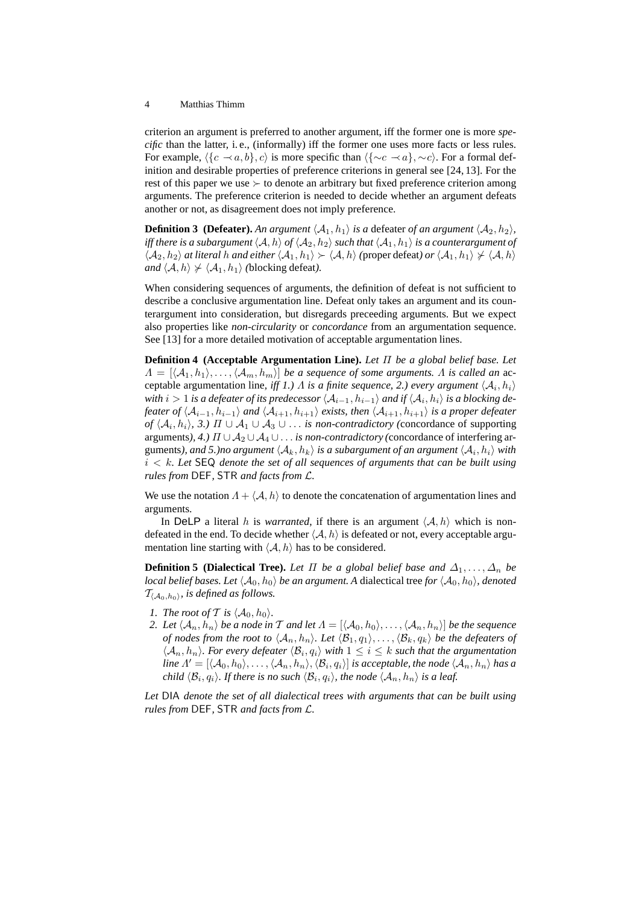criterion an argument is preferred to another argument, iff the former one is more *specific* than the latter, i. e., (informally) iff the former one uses more facts or less rules. For example, $\langle \{c \prec a, b\}, c \rangle$ is more specific than $\langle \{\sim c \prec a\}, \sim c \rangle$. For a formal definition and desirable properties of preference criterions in general see [24, 13]. For the rest of this paper we use $\succ$ to denote an arbitrary but fixed preference criterion among arguments. The preference criterion is needed to decide whether an argument defeats another or not, as disagreement does not imply preference.

**Definition 3 (Defeater).** *An argument $\langle \mathcal{A}_1, h_1 \rangle$ is a* defeater *of an argument $\langle \mathcal{A}_2, h_2 \rangle$, iff there is a subargument $\langle \mathcal{A}, h \rangle$ of $\langle \mathcal{A}_2, h_2 \rangle$ such that $\langle \mathcal{A}_1, h_1 \rangle$ is a counterargument of $\langle \mathcal{A}_2, h_2 \rangle$ at literal $h$ and either $\langle \mathcal{A}_1, h_1 \rangle \succ \langle \mathcal{A}, h \rangle$ (*proper defeat*) or $\langle \mathcal{A}_1, h_1 \rangle \not\succ \langle \mathcal{A}, h \rangle$ and $\langle \mathcal{A}, h \rangle \not\succ \langle \mathcal{A}_1, h_1 \rangle$ (*blocking defeat*).*

When considering sequences of arguments, the definition of defeat is not sufficient to describe a conclusive argumentation line. Defeat only takes an argument and its counterargument into consideration, but disregards preceeding arguments. But we expect also properties like *non-circularity* or *concordance* from an argumentation sequence. See [13] for a more detailed motivation of acceptable argumentation lines.

**Definition 4 (Acceptable Argumentation Line).** *Let $\Pi$ be a global belief base. Let $\Lambda = [\langle \mathcal{A}_1, h_1 \rangle, \ldots, \langle \mathcal{A}_m, h_m \rangle]$ be a sequence of some arguments. $\Lambda$ is called an* acceptable argumentation line*, iff 1.) $\Lambda$ is a finite sequence, 2.) every argument $\langle \mathcal{A}_i, h_i \rangle$ with $i > 1$ is a defeater of its predecessor $\langle \mathcal{A}_{i-1}, h_{i-1} \rangle$ and if $\langle \mathcal{A}_i, h_i \rangle$ is a blocking defeater of $\langle \mathcal{A}_{i-1}, h_{i-1} \rangle$ and $\langle \mathcal{A}_{i+1}, h_{i+1} \rangle$ exists, then $\langle \mathcal{A}_{i+1}, h_{i+1} \rangle$ is a proper defeater of $\langle \mathcal{A}_i, h_i \rangle$, 3.) $\Pi \cup \mathcal{A}_1 \cup \mathcal{A}_3 \cup \ldots$ is non-contradictory (*concordance of supporting arguments*), 4.) $\Pi \cup \mathcal{A}_2 \cup \mathcal{A}_4 \cup \ldots$ is non-contradictory (*concordance of interfering arguments*), and 5.)no argument $\langle \mathcal{A}_k, h_k \rangle$ is a subargument of an argument $\langle \mathcal{A}_i, h_i \rangle$ with $i < k$. Let* SEQ *denote the set of all sequences of arguments that can be built using rules from* DEF, STR *and facts from $\mathcal{L}$.*

We use the notation $\Lambda + \langle \mathcal{A}, h \rangle$ to denote the concatenation of argumentation lines and arguments.

In DeLP a literal $h$ is *warranted*, if there is an argument $\langle \mathcal{A}, h \rangle$ which is non-defeated in the end. To decide whether $\langle \mathcal{A}, h \rangle$ is defeated or not, every acceptable argumentation line starting with $\langle \mathcal{A}, h \rangle$ has to be considered.

**Definition 5 (Dialectical Tree).** *Let $\Pi$ be a global belief base and $\Delta_1, \ldots, \Delta_n$ be local belief bases. Let $\langle \mathcal{A}_0, h_0 \rangle$ be an argument. A* dialectical tree *for $\langle \mathcal{A}_0, h_0 \rangle$, denoted $\mathcal{T}_{\langle \mathcal{A}_0, h_0 \rangle}$, is defined as follows.*

1. *The root of $\mathcal{T}$ is $\langle \mathcal{A}_0, h_0 \rangle$.*
2. *Let $\langle \mathcal{A}_n, h_n \rangle$ be a node in $\mathcal{T}$ and let $\Lambda = [\langle \mathcal{A}_0, h_0 \rangle, \ldots, \langle \mathcal{A}_n, h_n \rangle]$ be the sequence of nodes from the root to $\langle \mathcal{A}_n, h_n \rangle$. Let $\langle \mathcal{B}_1, q_1 \rangle, \ldots, \langle \mathcal{B}_k, q_k \rangle$ be the defeaters of $\langle \mathcal{A}_n, h_n \rangle$. For every defeater $\langle \mathcal{B}_i, q_i \rangle$ with $1 \leq i \leq k$ such that the argumentation line $\Lambda' = [\langle \mathcal{A}_0, h_0 \rangle, \ldots, \langle \mathcal{A}_n, h_n \rangle, \langle \mathcal{B}_i, q_i \rangle]$ is acceptable, the node $\langle \mathcal{A}_n, h_n \rangle$ has a child $\langle \mathcal{B}_i, q_i \rangle$. If there is no such $\langle \mathcal{B}_i, q_i \rangle$, the node $\langle \mathcal{A}_n, h_n \rangle$ is a leaf.*

*Let* DIA *denote the set of all dialectical trees with arguments that can be built using rules from* DEF, STR *and facts from $\mathcal{L}$.*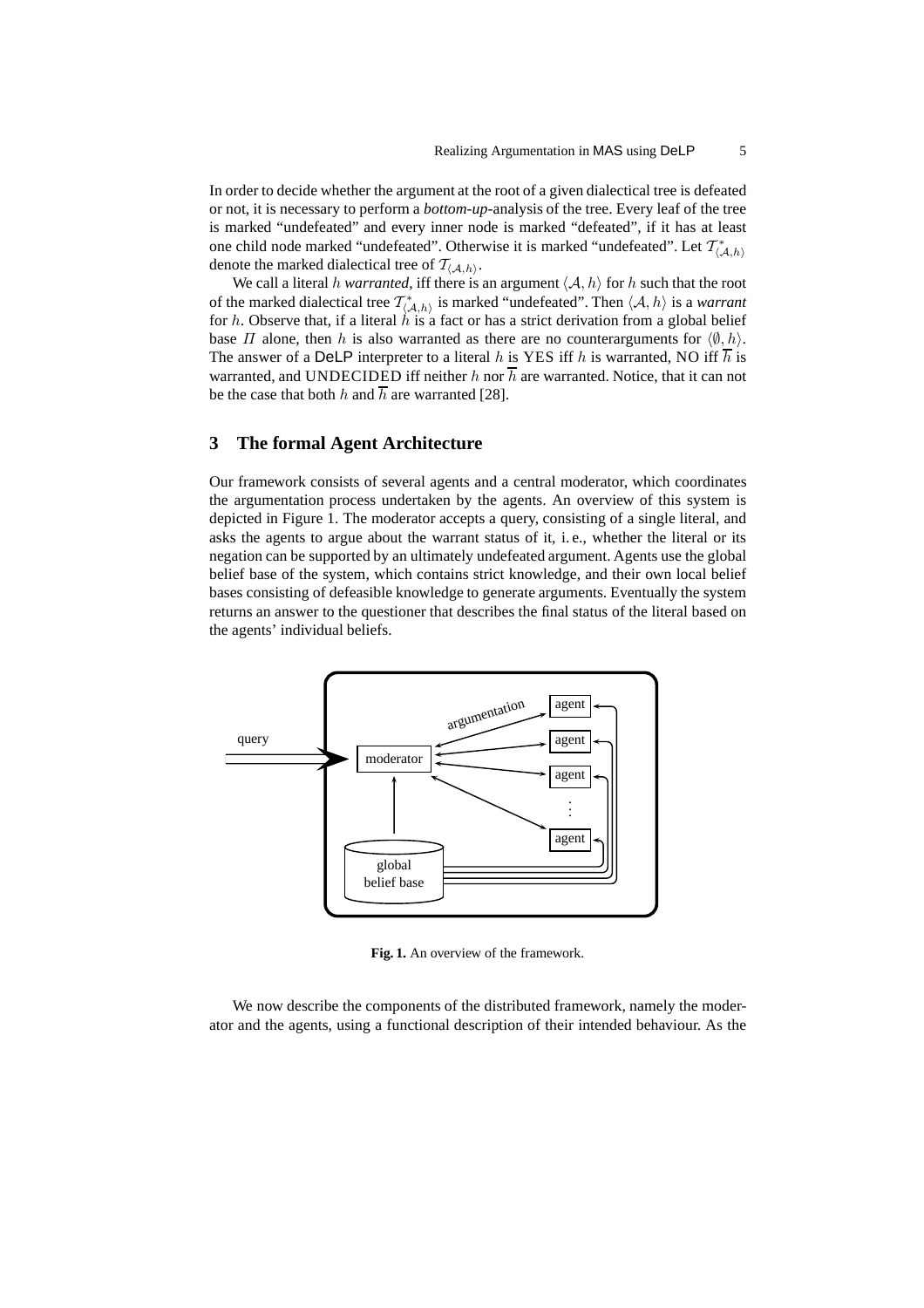In order to decide whether the argument at the root of a given dialectical tree is defeated or not, it is necessary to perform a *bottom-up*-analysis of the tree. Every leaf of the tree is marked "undefeated" and every inner node is marked "defeated", if it has at least one child node marked "undefeated". Otherwise it is marked "undefeated". Let $\mathcal{T}^*_{\langle \mathcal{A},h\rangle}$ denote the marked dialectical tree of $\mathcal{T}_{\langle \mathcal{A},h\rangle}$.

We call a literal $h$ *warranted*, iff there is an argument $\langle \mathcal{A}, h\rangle$ for $h$ such that the root of the marked dialectical tree $\mathcal{T}^*_{\langle \mathcal{A},h\rangle}$ is marked "undefeated". Then $\langle \mathcal{A}, h\rangle$ is a *warrant* for $h$. Observe that, if a literal $h$ is a fact or has a strict derivation from a global belief base $\Pi$ alone, then $h$ is also warranted as there are no counterarguments for $\langle \emptyset, h\rangle$. The answer of a DeLP interpreter to a literal $h$ is YES iff $h$ is warranted, NO iff $\overline{h}$ is warranted, and UNDECIDED iff neither $h$ nor $\overline{h}$ are warranted. Notice, that it can not be the case that both $h$ and $\overline{h}$ are warranted [28].

## 3 The formal Agent Architecture

Our framework consists of several agents and a central moderator, which coordinates the argumentation process undertaken by the agents. An overview of this system is depicted in Figure 1. The moderator accepts a query, consisting of a single literal, and asks the agents to argue about the warrant status of it, i. e., whether the literal or its negation can be supported by an ultimately undefeated argument. Agents use the global belief base of the system, which contains strict knowledge, and their own local belief bases consisting of defeasible knowledge to generate arguments. Eventually the system returns an answer to the questioner that describes the final status of the literal based on the agents' individual beliefs.

**Fig. 1.** An overview of the framework.

We now describe the components of the distributed framework, namely the moderator and the agents, using a functional description of their intended behaviour. As the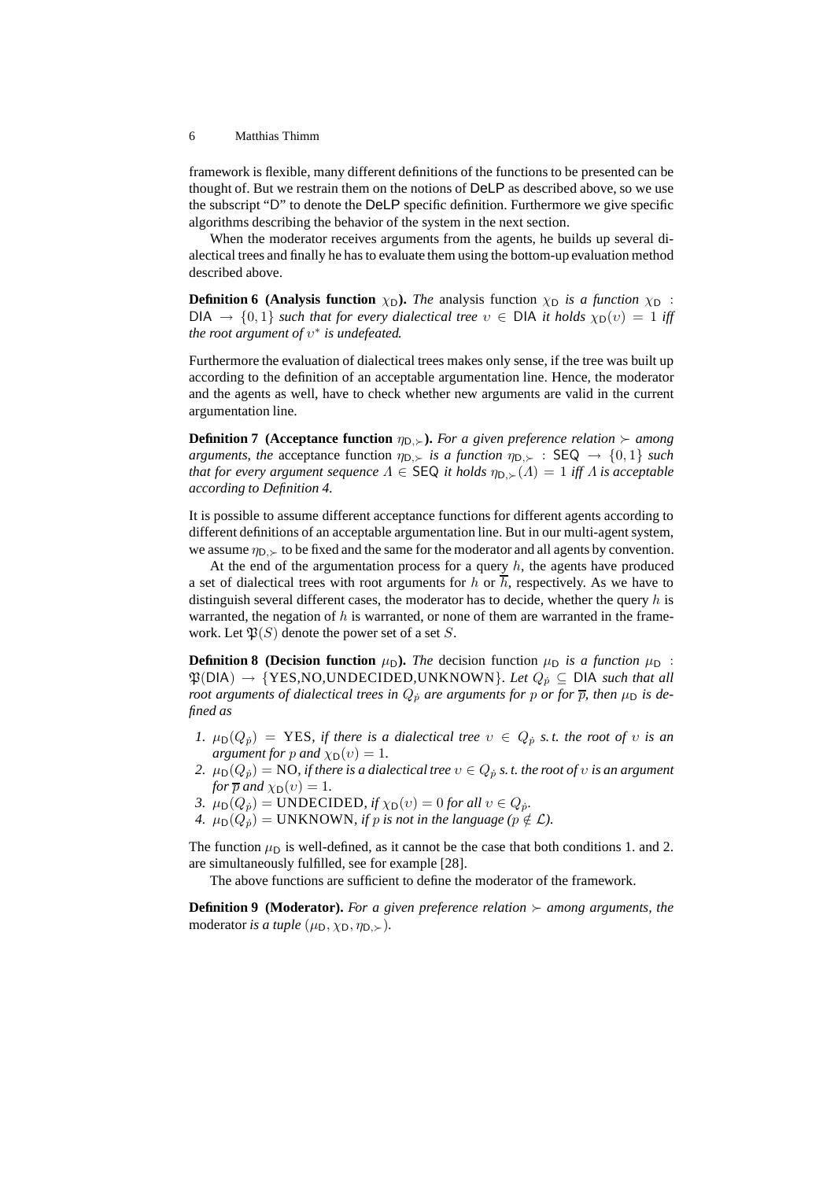framework is flexible, many different definitions of the functions to be presented can be thought of. But we restrain them on the notions of DeLP as described above, so we use the subscript "D" to denote the DeLP specific definition. Furthermore we give specific algorithms describing the behavior of the system in the next section.

When the moderator receives arguments from the agents, he builds up several dialectical trees and finally he has to evaluate them using the bottom-up evaluation method described above.

**Definition 6 (Analysis function $\chi_{\mathsf{D}}$).** *The* analysis function $\chi_{\mathsf{D}}$ *is a function* $\chi_{\mathsf{D}} : \mathsf{DIA} \rightarrow \{0,1\}$ *such that for every dialectical tree* $\upsilon \in \mathsf{DIA}$ *it holds* $\chi_{\mathsf{D}}(\upsilon) = 1$ *iff the root argument of* $\upsilon^*$ *is undefeated.*

Furthermore the evaluation of dialectical trees makes only sense, if the tree was built up according to the definition of an acceptable argumentation line. Hence, the moderator and the agents as well, have to check whether new arguments are valid in the current argumentation line.

**Definition 7 (Acceptance function $\eta_{\mathsf{D},\succ}$).** *For a given preference relation* $\succ$ *among arguments, the* acceptance function $\eta_{\mathsf{D},\succ}$ *is a function* $\eta_{\mathsf{D},\succ} : \mathsf{SEQ} \rightarrow \{0,1\}$ *such that for every argument sequence* $\Lambda \in \mathsf{SEQ}$ *it holds* $\eta_{\mathsf{D},\succ}(\Lambda) = 1$ *iff* $\Lambda$ *is acceptable according to Definition 4.*

It is possible to assume different acceptance functions for different agents according to different definitions of an acceptable argumentation line. But in our multi-agent system, we assume $\eta_{\mathsf{D},\succ}$ to be fixed and the same for the moderator and all agents by convention.

At the end of the argumentation process for a query $h$, the agents have produced a set of dialectical trees with root arguments for $h$ or $\overline{h}$, respectively. As we have to distinguish several different cases, the moderator has to decide, whether the query $h$ is warranted, the negation of $h$ is warranted, or none of them are warranted in the framework. Let $\mathfrak{P}(S)$ denote the power set of a set $S$.

**Definition 8 (Decision function $\mu_{\mathsf{D}}$).** *The* decision function $\mu_{\mathsf{D}}$ *is a function* $\mu_{\mathsf{D}} : \mathfrak{P}(\mathsf{DIA}) \rightarrow \{\text{YES,NO,UNDECIDED,UNKNOWN}\}$*. Let* $Q_{\dot{p}} \subseteq \mathsf{DIA}$ *such that all root arguments of dialectical trees in* $Q_{\dot{p}}$ *are arguments for* $p$ *or for* $\overline{p}$*, then* $\mu_{\mathsf{D}}$ *is defined as*

1. $\mu_{\mathsf{D}}(Q_{\dot{p}}) = \text{YES}$*, if there is a dialectical tree* $\upsilon \in Q_{\dot{p}}$ *s.t. the root of* $\upsilon$ *is an argument for* $p$ *and* $\chi_{\mathsf{D}}(\upsilon) = 1$*.*
2. $\mu_{\mathsf{D}}(Q_{\dot{p}}) = \text{NO}$*, if there is a dialectical tree* $\upsilon \in Q_{\dot{p}}$ *s.t. the root of* $\upsilon$ *is an argument for* $\overline{p}$ *and* $\chi_{\mathsf{D}}(\upsilon) = 1$*.*
3. $\mu_{\mathsf{D}}(Q_{\dot{p}}) = \text{UNDECIDED}$*, if* $\chi_{\mathsf{D}}(\upsilon) = 0$ *for all* $\upsilon \in Q_{\dot{p}}$*.*
4. $\mu_{\mathsf{D}}(Q_{\dot{p}}) = \text{UNKNOWN}$*, if* $p$ *is not in the language (*$p \notin \mathcal{L}$*).*

The function $\mu_{\mathsf{D}}$ is well-defined, as it cannot be the case that both conditions 1. and 2. are simultaneously fulfilled, see for example [28].

The above functions are sufficient to define the moderator of the framework.

**Definition 9 (Moderator).** *For a given preference relation* $\succ$ *among arguments, the* moderator *is a tuple* $(\mu_{\mathsf{D}}, \chi_{\mathsf{D}}, \eta_{\mathsf{D},\succ})$*.*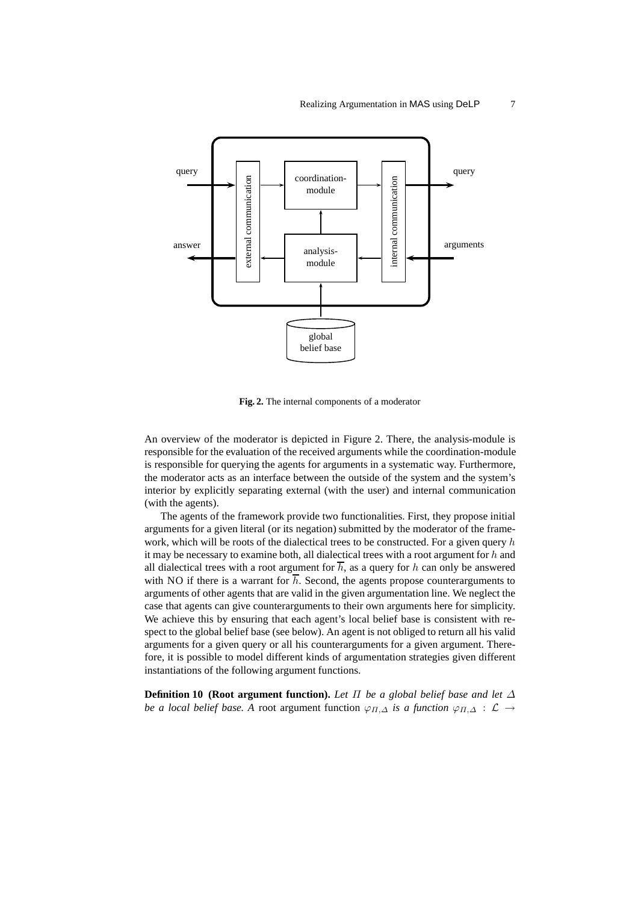Fig. 2. The internal components of a moderator

An overview of the moderator is depicted in Figure 2. There, the analysis-module is responsible for the evaluation of the received arguments while the coordination-module is responsible for querying the agents for arguments in a systematic way. Furthermore, the moderator acts as an interface between the outside of the system and the system's interior by explicitly separating external (with the user) and internal communication (with the agents).

The agents of the framework provide two functionalities. First, they propose initial arguments for a given literal (or its negation) submitted by the moderator of the framework, which will be roots of the dialectical trees to be constructed. For a given query $h$ it may be necessary to examine both, all dialectical trees with a root argument for $h$ and all dialectical trees with a root argument for $\overline{h}$, as a query for $h$ can only be answered with NO if there is a warrant for $\overline{h}$. Second, the agents propose counterarguments to arguments of other agents that are valid in the given argumentation line. We neglect the case that agents can give counterarguments to their own arguments here for simplicity. We achieve this by ensuring that each agent's local belief base is consistent with respect to the global belief base (see below). An agent is not obliged to return all his valid arguments for a given query or all his counterarguments for a given argument. Therefore, it is possible to model different kinds of argumentation strategies given different instantiations of the following argument functions.

**Definition 10 (Root argument function).** *Let $\Pi$ be a global belief base and let $\Delta$ be a local belief base. A* root argument function *$\varphi_{\Pi,\Delta}$ is a function $\varphi_{\Pi,\Delta} : \mathcal{L} \rightarrow$*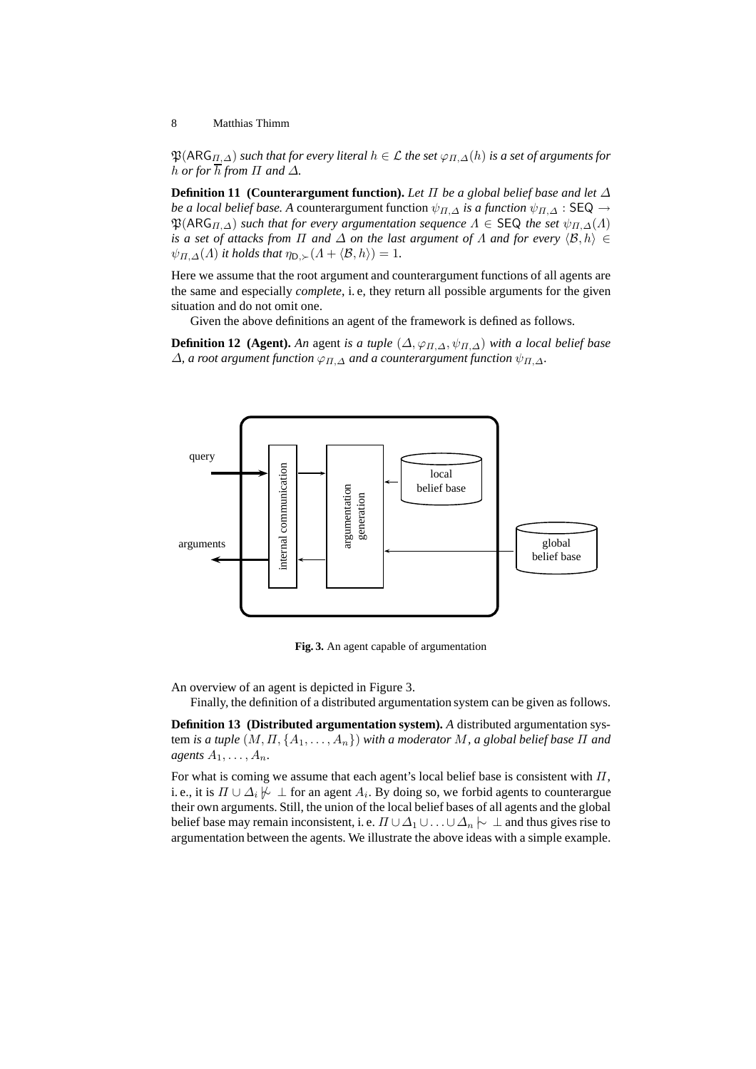$\mathfrak{P}(\mathsf{ARG}_{\Pi,\Delta})$ *such that for every literal* $h \in \mathcal{L}$ *the set* $\varphi_{\Pi,\Delta}(h)$ *is a set of arguments for* $h$ *or for* $\overline{h}$ *from* $\Pi$ *and* $\Delta$*.*

**Definition 11 (Counterargument function).** *Let* $\Pi$ *be a global belief base and let* $\Delta$ *be a local belief base. A* counterargument function $\psi_{\Pi,\Delta}$ *is a function* $\psi_{\Pi,\Delta} : \mathsf{SEQ} \rightarrow \mathfrak{P}(\mathsf{ARG}_{\Pi,\Delta})$ *such that for every argumentation sequence* $\Lambda \in \mathsf{SEQ}$ *the set* $\psi_{\Pi,\Delta}(\Lambda)$ *is a set of attacks from* $\Pi$ *and* $\Delta$ *on the last argument of* $\Lambda$ *and for every* $\langle \mathcal{B}, h \rangle \in \psi_{\Pi,\Delta}(\Lambda)$ *it holds that* $\eta_{\mathsf{D},\succ}(\Lambda + \langle \mathcal{B}, h \rangle) = 1$*.*

Here we assume that the root argument and counterargument functions of all agents are the same and especially *complete*, i. e, they return all possible arguments for the given situation and do not omit one.

Given the above definitions an agent of the framework is defined as follows.

**Definition 12 (Agent).** *An* agent *is a tuple* $(\Delta, \varphi_{\Pi,\Delta}, \psi_{\Pi,\Delta})$ *with a local belief base* $\Delta$*, a root argument function* $\varphi_{\Pi,\Delta}$ *and a counterargument function* $\psi_{\Pi,\Delta}$*.*

**Fig. 3.** An agent capable of argumentation

An overview of an agent is depicted in Figure 3.

Finally, the definition of a distributed argumentation system can be given as follows.

**Definition 13 (Distributed argumentation system).** *A* distributed argumentation system *is a tuple* $(M, \Pi, \{A_1, \ldots, A_n\})$ *with a moderator* $M$*, a global belief base* $\Pi$ *and agents* $A_1, \ldots, A_n$*.*

For what is coming we assume that each agent's local belief base is consistent with $\Pi$, i. e., it is $\Pi \cup \Delta_i \not\mathrel{|\!\sim} \bot$ for an agent $A_i$. By doing so, we forbid agents to counterargue their own arguments. Still, the union of the local belief bases of all agents and the global belief base may remain inconsistent, i. e. $\Pi \cup \Delta_1 \cup \ldots \cup \Delta_n \mathrel{|\!\sim} \bot$ and thus gives rise to argumentation between the agents. We illustrate the above ideas with a simple example.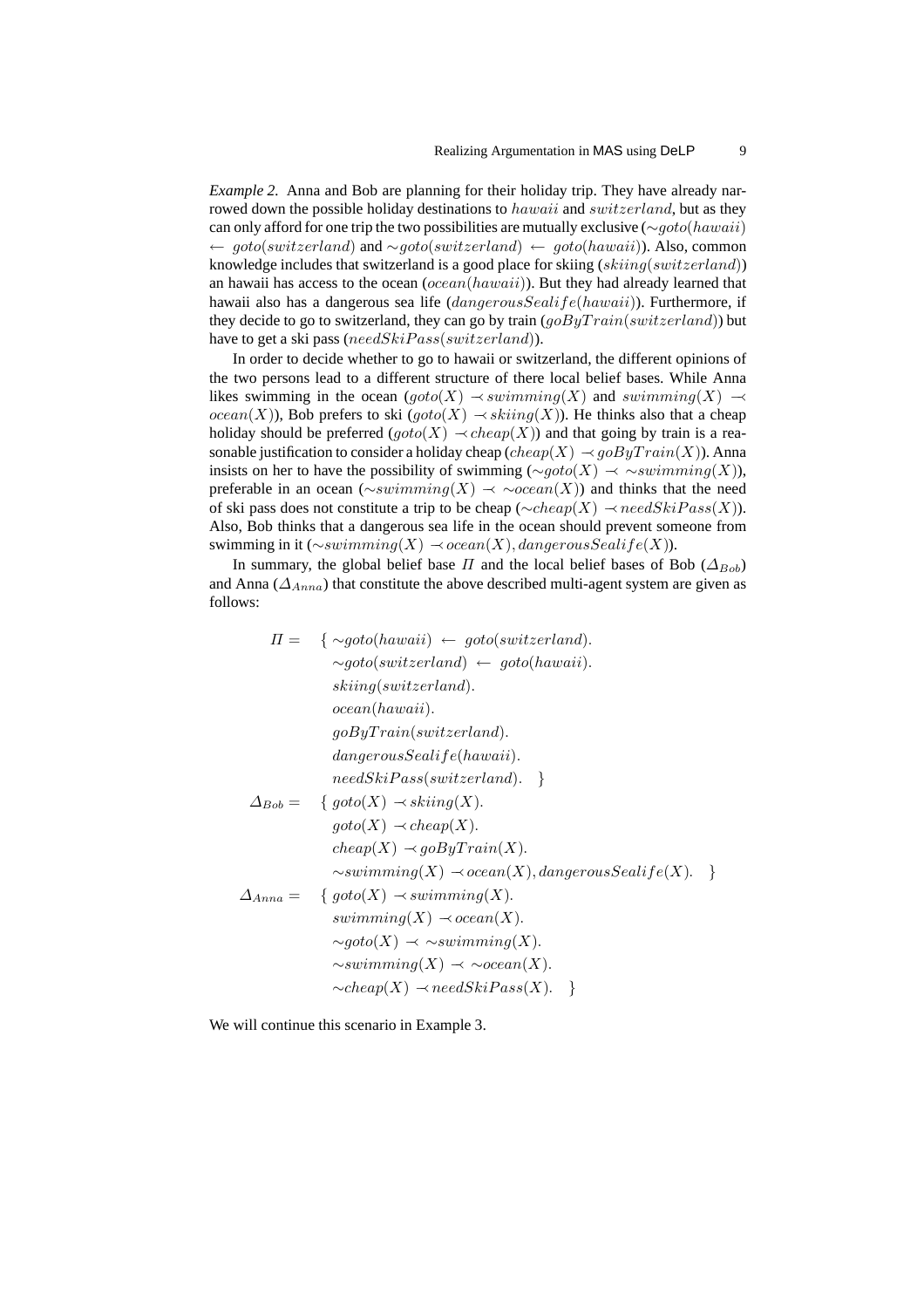*Example 2.* Anna and Bob are planning for their holiday trip. They have already narrowed down the possible holiday destinations to $hawaii$ and $switzerland$, but as they can only afford for one trip the two possibilities are mutually exclusive ($\sim goto(hawaii) \leftarrow goto(switzerland)$ and $\sim goto(switzerland) \leftarrow goto(hawaii)$). Also, common knowledge includes that switzerland is a good place for skiing ($skiing(switzerland)$) an hawaii has access to the ocean ($ocean(hawaii)$). But they had already learned that hawaii also has a dangerous sea life ($dangerousSealife(hawaii)$). Furthermore, if they decide to go to switzerland, they can go by train ($goByTrain(switzerland)$) but have to get a ski pass ($needSkiPass(switzerland)$).

In order to decide whether to go to hawaii or switzerland, the different opinions of the two persons lead to a different structure of there local belief bases. While Anna likes swimming in the ocean ($goto(X) \prec swimming(X)$ and $swimming(X) \prec ocean(X)$), Bob prefers to ski ($goto(X) \prec skiing(X)$). He thinks also that a cheap holiday should be preferred ($goto(X) \prec cheap(X)$) and that going by train is a reasonable justification to consider a holiday cheap ($cheap(X) \prec goByTrain(X)$). Anna insists on her to have the possibility of swimming ($\sim goto(X) \prec \sim swimming(X)$), preferable in an ocean ($\sim swimming(X) \prec \sim ocean(X)$) and thinks that the need of ski pass does not constitute a trip to be cheap ($\sim cheap(X) \prec needSkiPass(X)$). Also, Bob thinks that a dangerous sea life in the ocean should prevent someone from swimming in it ($\sim swimming(X) \prec ocean(X), dangerousSealife(X)$).

In summary, the global belief base $\Pi$ and the local belief bases of Bob ($\Delta_{Bob}$) and Anna ($\Delta_{Anna}$) that constitute the above described multi-agent system are given as follows:

$$
\begin{aligned}
\Pi = \quad & \{ \sim goto(hawaii) \leftarrow goto(switzerland). \\
& \quad \sim goto(switzerland) \leftarrow goto(hawaii). \\
& \quad skiing(switzerland). \\
& \quad ocean(hawaii). \\
& \quad goByTrain(switzerland). \\
& \quad dangerousSealife(hawaii). \\
& \quad needSkiPass(switzerland). \quad \} \\
\Delta_{Bob} = \quad & \{ goto(X) \prec skiing(X). \\
& \quad goto(X) \prec cheap(X). \\
& \quad cheap(X) \prec goByTrain(X). \\
& \quad \sim swimming(X) \prec ocean(X), dangerousSealife(X). \quad \} \\
\Delta_{Anna} = \quad & \{ goto(X) \prec swimming(X). \\
& \quad swimming(X) \prec ocean(X). \\
& \quad \sim goto(X) \prec \sim swimming(X). \\
& \quad \sim swimming(X) \prec \sim ocean(X). \\
& \quad \sim cheap(X) \prec needSkiPass(X). \quad \}
\end{aligned}
$$

We will continue this scenario in Example 3.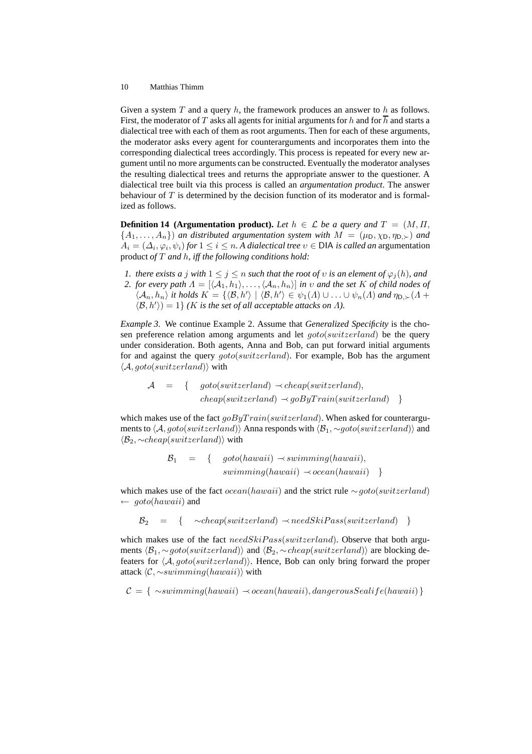Given a system $T$ and a query $h$, the framework produces an answer to $h$ as follows. First, the moderator of $T$ asks all agents for initial arguments for $h$ and for $\overline{h}$ and starts a dialectical tree with each of them as root arguments. Then for each of these arguments, the moderator asks every agent for counterarguments and incorporates them into the corresponding dialectical trees accordingly. This process is repeated for every new argument until no more arguments can be constructed. Eventually the moderator analyses the resulting dialectical trees and returns the appropriate answer to the questioner. A dialectical tree built via this process is called an *argumentation product*. The answer behaviour of $T$ is determined by the decision function of its moderator and is formalized as follows.

**Definition 14 (Argumentation product).** *Let $h \in \mathcal{L}$ be a query and $T = (M, \Pi, \{A_1, \ldots, A_n\})$ an distributed argumentation system with $M = (\mu_{\mathsf{D}}, \chi_{\mathsf{D}}, \eta_{\mathsf{D},\succ})$ and $A_i = (\Delta_i, \varphi_i, \psi_i)$ for $1 \leq i \leq n$. A dialectical tree $\upsilon \in \mathsf{DIA}$ is called an* argumentation product *of $T$ and $h$, iff the following conditions hold:*

1. *there exists a $j$ with $1 \leq j \leq n$ such that the root of $\upsilon$ is an element of $\varphi_j(h)$, and*
2. *for every path $\Lambda = [\langle \mathcal{A}_1, h_1 \rangle, \ldots, \langle \mathcal{A}_n, h_n \rangle]$ in $\upsilon$ and the set $K$ of child nodes of $\langle \mathcal{A}_n, h_n \rangle$ it holds $K = \{\langle \mathcal{B}, h' \rangle \mid \langle \mathcal{B}, h' \rangle \in \psi_1(\Lambda) \cup \ldots \cup \psi_n(\Lambda)$ and $\eta_{\mathsf{D},\succ}(\Lambda + \langle \mathcal{B}, h' \rangle) = 1\}$ ($K$ is the set of all acceptable attacks on $\Lambda$).*

*Example 3.* We continue Example 2. Assume that *Generalized Specificity* is the chosen preference relation among arguments and let $goto(switzerland)$ be the query under consideration. Both agents, Anna and Bob, can put forward initial arguments for and against the query $goto(switzerland)$. For example, Bob has the argument $\langle \mathcal{A}, goto(switzerland) \rangle$ with

$$\begin{aligned} \mathcal{A} \;\; = \;\; \{ \;\; & goto(switzerland) \prec cheap(switzerland), \\ & cheap(switzerland) \prec goByTrain(switzerland) \;\; \} \end{aligned}$$

which makes use of the fact $goByTrain(switzerland)$. When asked for counterarguments to $\langle \mathcal{A}, goto(switzerland) \rangle$ Anna responds with $\langle \mathcal{B}_1, \sim goto(switzerland) \rangle$ and $\langle \mathcal{B}_2, \sim cheap(switzerland) \rangle$ with

$$\begin{aligned} \mathcal{B}_1 \;\; = \;\; \{ \;\; & goto(hawaii) \prec swimming(hawaii), \\ & swimming(hawaii) \prec ocean(hawaii) \;\; \} \end{aligned}$$

which makes use of the fact $ocean(hawaii)$ and the strict rule $\sim goto(switzerland) \leftarrow goto(hawaii)$ and

$$\mathcal{B}_2 \;\; = \;\; \{ \;\; \sim cheap(switzerland) \prec needSkiPass(switzerland) \;\; \}$$

which makes use of the fact $needSkiPass(switzerland)$. Observe that both arguments $\langle \mathcal{B}_1, \sim goto(switzerland) \rangle$ and $\langle \mathcal{B}_2, \sim cheap(switzerland) \rangle$ are blocking defeaters for $\langle \mathcal{A}, goto(switzerland) \rangle$. Hence, Bob can only bring forward the proper attack $\langle \mathcal{C}, \sim swimming(hawaii) \rangle$ with

$$\mathcal{C} = \{ \; \sim swimming(hawaii) \prec ocean(hawaii), dangerousSealife(hawaii) \, \}$$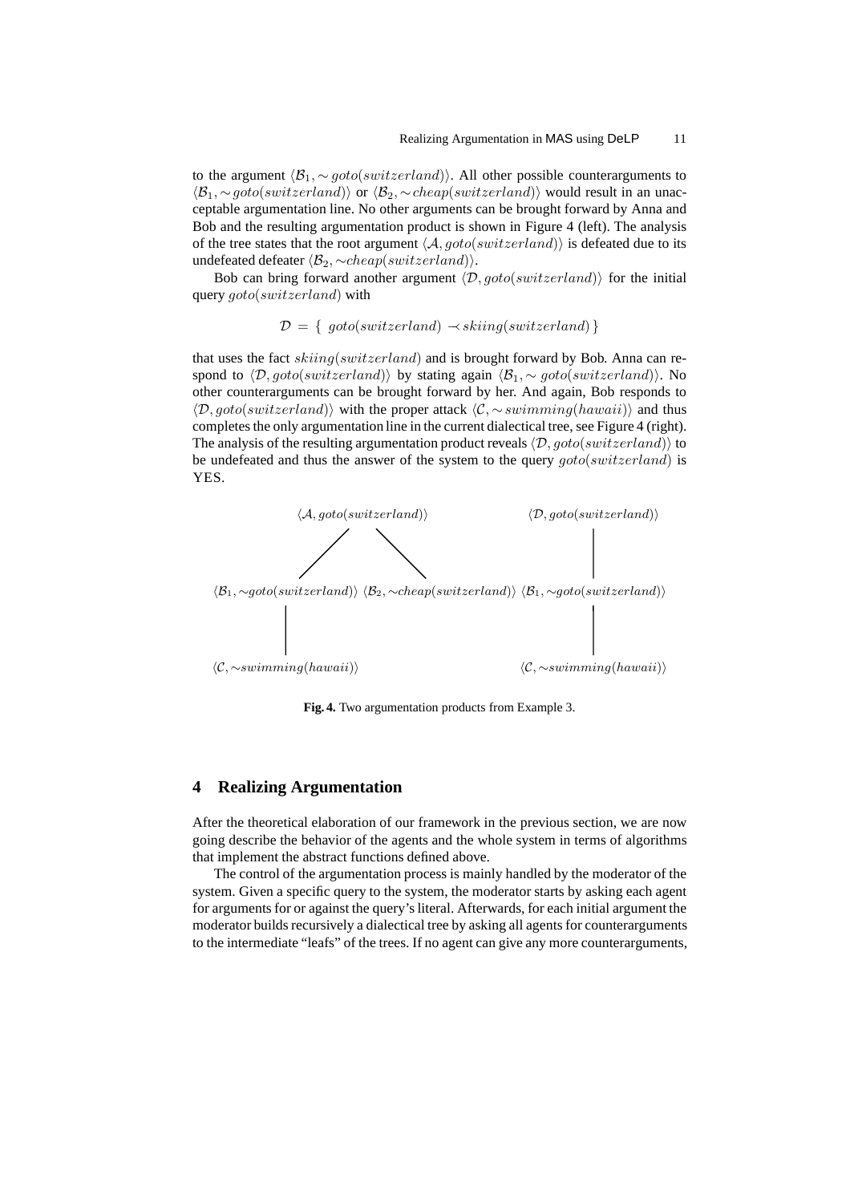to the argument $\langle \mathcal{B}_1, \sim goto(switzerland)\rangle$. All other possible counterarguments to $\langle \mathcal{B}_1, \sim goto(switzerland)\rangle$ or $\langle \mathcal{B}_2, \sim cheap(switzerland)\rangle$ would result in an unacceptable argumentation line. No other arguments can be brought forward by Anna and Bob and the resulting argumentation product is shown in Figure 4 (left). The analysis of the tree states that the root argument $\langle \mathcal{A}, goto(switzerland)\rangle$ is defeated due to its undefeated defeater $\langle \mathcal{B}_2, \sim cheap(switzerland)\rangle$.

Bob can bring forward another argument $\langle \mathcal{D}, goto(switzerland)\rangle$ for the initial query $goto(switzerland)$ with

$$\mathcal{D} = \{\ goto(switzerland) \prec skiing(switzerland)\}$$

that uses the fact $skiing(switzerland)$ and is brought forward by Bob. Anna can respond to $\langle \mathcal{D}, goto(switzerland)\rangle$ by stating again $\langle \mathcal{B}_1, \sim goto(switzerland)\rangle$. No other counterarguments can be brought forward by her. And again, Bob responds to $\langle \mathcal{D}, goto(switzerland)\rangle$ with the proper attack $\langle \mathcal{C}, \sim swimming(hawaii)\rangle$ and thus completes the only argumentation line in the current dialectical tree, see Figure 4 (right). The analysis of the resulting argumentation product reveals $\langle \mathcal{D}, goto(switzerland)\rangle$ to be undefeated and thus the answer of the system to the query $goto(switzerland)$ is YES.

$\langle \mathcal{A}, goto(switzerland)\rangle$

$\langle \mathcal{B}_1, \sim goto(switzerland)\rangle$ $\langle \mathcal{B}_2, \sim cheap(switzerland)\rangle$

$\langle \mathcal{C}, \sim swimming(hawaii)\rangle$

$\langle \mathcal{D}, goto(switzerland)\rangle$

$\langle \mathcal{B}_1, \sim goto(switzerland)\rangle$

$\langle \mathcal{C}, \sim swimming(hawaii)\rangle$

**Fig. 4.** Two argumentation products from Example 3.

## 4 Realizing Argumentation

After the theoretical elaboration of our framework in the previous section, we are now going describe the behavior of the agents and the whole system in terms of algorithms that implement the abstract functions defined above.

The control of the argumentation process is mainly handled by the moderator of the system. Given a specific query to the system, the moderator starts by asking each agent for arguments for or against the query's literal. Afterwards, for each initial argument the moderator builds recursively a dialectical tree by asking all agents for counterarguments to the intermediate "leafs" of the trees. If no agent can give any more counterarguments,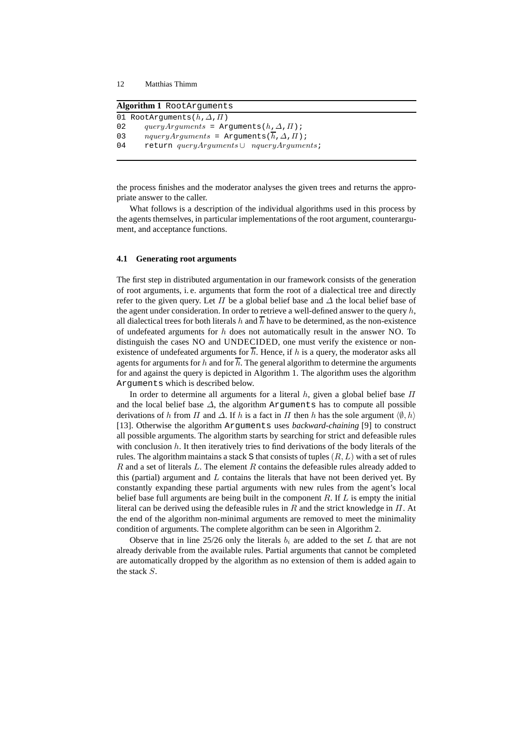**Algorithm 1** RootArguments

```
01 RootArguments(h, Δ, Π)
02     queryArguments = Arguments(h, Δ, Π);
03     nqueryArguments = Arguments(h̄, Δ, Π);
04     return queryArguments ∪ nqueryArguments;
```

the process finishes and the moderator analyses the given trees and returns the appropriate answer to the caller.

What follows is a description of the individual algorithms used in this process by the agents themselves, in particular implementations of the root argument, counterargument, and acceptance functions.

### 4.1 Generating root arguments

The first step in distributed argumentation in our framework consists of the generation of root arguments, i. e. arguments that form the root of a dialectical tree and directly refer to the given query. Let $\Pi$ be a global belief base and $\Delta$ the local belief base of the agent under consideration. In order to retrieve a well-defined answer to the query $h$, all dialectical trees for both literals $h$ and $\overline{h}$ have to be determined, as the non-existence of undefeated arguments for $h$ does not automatically result in the answer NO. To distinguish the cases NO and UNDECIDED, one must verify the existence or non-existence of undefeated arguments for $\overline{h}$. Hence, if $h$ is a query, the moderator asks all agents for arguments for $h$ and for $\overline{h}$. The general algorithm to determine the arguments for and against the query is depicted in Algorithm 1. The algorithm uses the algorithm Arguments which is described below.

In order to determine all arguments for a literal $h$, given a global belief base $\Pi$ and the local belief base $\Delta$, the algorithm Arguments has to compute all possible derivations of $h$ from $\Pi$ and $\Delta$. If $h$ is a fact in $\Pi$ then $h$ has the sole argument $\langle \emptyset, h \rangle$ [13]. Otherwise the algorithm Arguments uses *backward-chaining* [9] to construct all possible arguments. The algorithm starts by searching for strict and defeasible rules with conclusion $h$. It then iteratively tries to find derivations of the body literals of the rules. The algorithm maintains a stack S that consists of tuples $(R, L)$ with a set of rules $R$ and a set of literals $L$. The element $R$ contains the defeasible rules already added to this (partial) argument and $L$ contains the literals that have not been derived yet. By constantly expanding these partial arguments with new rules from the agent's local belief base full arguments are being built in the component $R$. If $L$ is empty the initial literal can be derived using the defeasible rules in $R$ and the strict knowledge in $\Pi$. At the end of the algorithm non-minimal arguments are removed to meet the minimality condition of arguments. The complete algorithm can be seen in Algorithm 2.

Observe that in line 25/26 only the literals $b_i$ are added to the set $L$ that are not already derivable from the available rules. Partial arguments that cannot be completed are automatically dropped by the algorithm as no extension of them is added again to the stack $S$.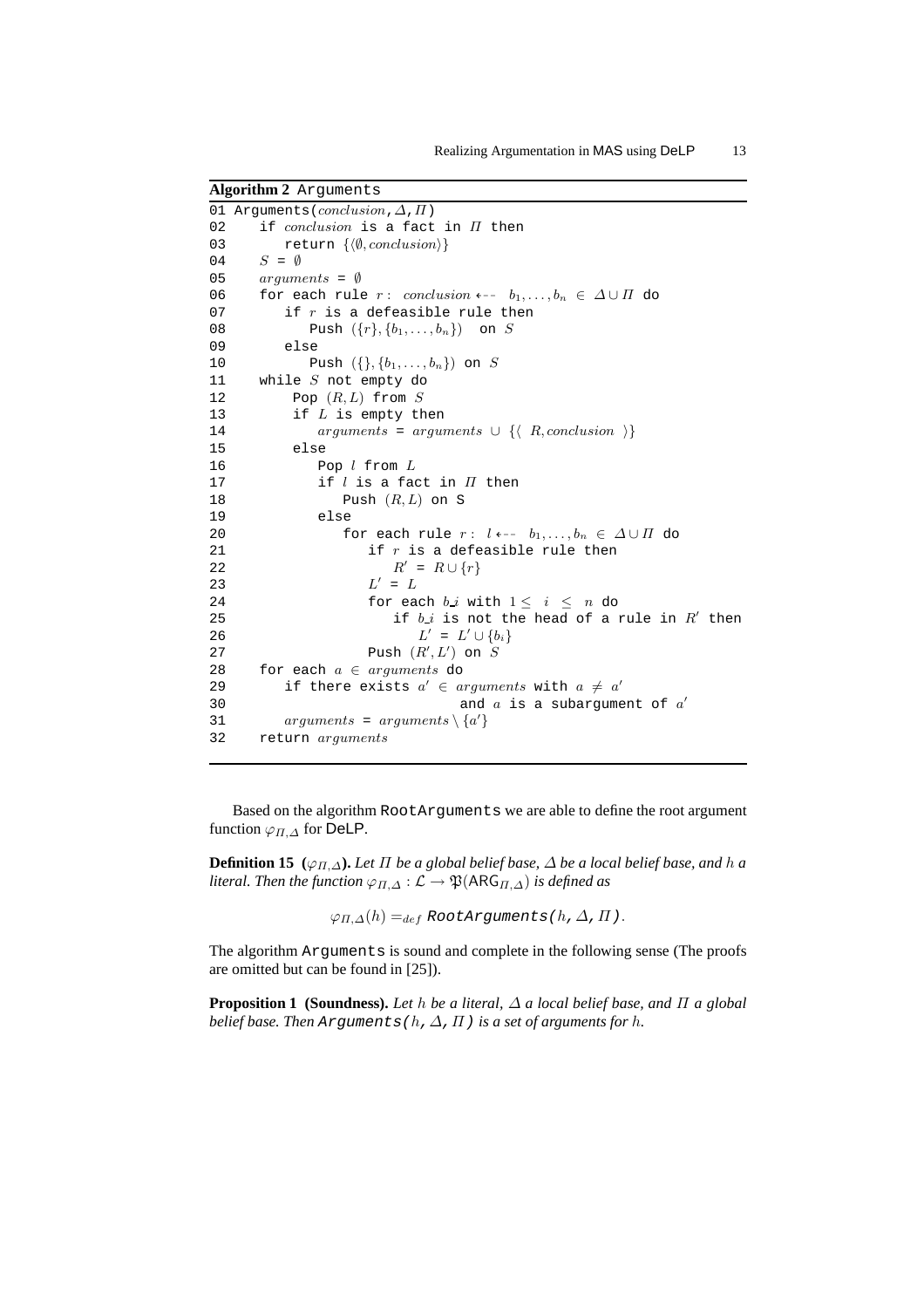**Algorithm 2** Arguments

```
01 Arguments(conclusion, Δ, Π)
02    if conclusion is a fact in Π then
03       return {⟨∅, conclusion⟩}
04    S = ∅
05    arguments = ∅
06    for each rule r : conclusion ←– b_1, ..., b_n ∈ Δ ∪ Π do
07       if r is a defeasible rule then
08          Push ({r}, {b_1, ..., b_n})  on S
09       else
10          Push ({}, {b_1, ..., b_n}) on S
11    while S not empty do
12        Pop (R, L) from S
13        if L is empty then
14           arguments = arguments ∪ {⟨ R, conclusion ⟩}
15        else
16           Pop l from L
17           if l is a fact in Π then
18              Push (R, L) on S
19           else
20              for each rule r : l ←– b_1, ..., b_n ∈ Δ ∪ Π do
21                 if r is a defeasible rule then
22                    R' = R ∪ {r}
23                 L' = L
24                 for each b_i with 1 ≤ i ≤ n do
25                    if b_i is not the head of a rule in R' then
26                       L' = L' ∪ {b_i}
27                 Push (R', L') on S
28    for each a ∈ arguments do
29       if there exists a' ∈ arguments with a ≠ a'
30                            and a is a subargument of a'
31       arguments = arguments \ {a'}
32    return arguments
```

Based on the algorithm RootArguments we are able to define the root argument function $\varphi_{\Pi,\Delta}$ for DeLP.

**Definition 15** **($\varphi_{\Pi,\Delta}$).** *Let $\Pi$ be a global belief base, $\Delta$ be a local belief base, and $h$ a literal. Then the function $\varphi_{\Pi,\Delta} : \mathcal{L} \rightarrow \mathfrak{P}(\mathsf{ARG}_{\Pi,\Delta})$ is defined as*

$$\varphi_{\Pi,\Delta}(h) =_{def} \texttt{RootArguments(}h\texttt{,}\,\Delta\texttt{,}\,\Pi\texttt{)}.$$

The algorithm Arguments is sound and complete in the following sense (The proofs are omitted but can be found in [25]).

**Proposition 1** **(Soundness).** *Let $h$ be a literal, $\Delta$ a local belief base, and $\Pi$ a global belief base. Then* Arguments($h$, $\Delta$, $\Pi$) *is a set of arguments for $h$.*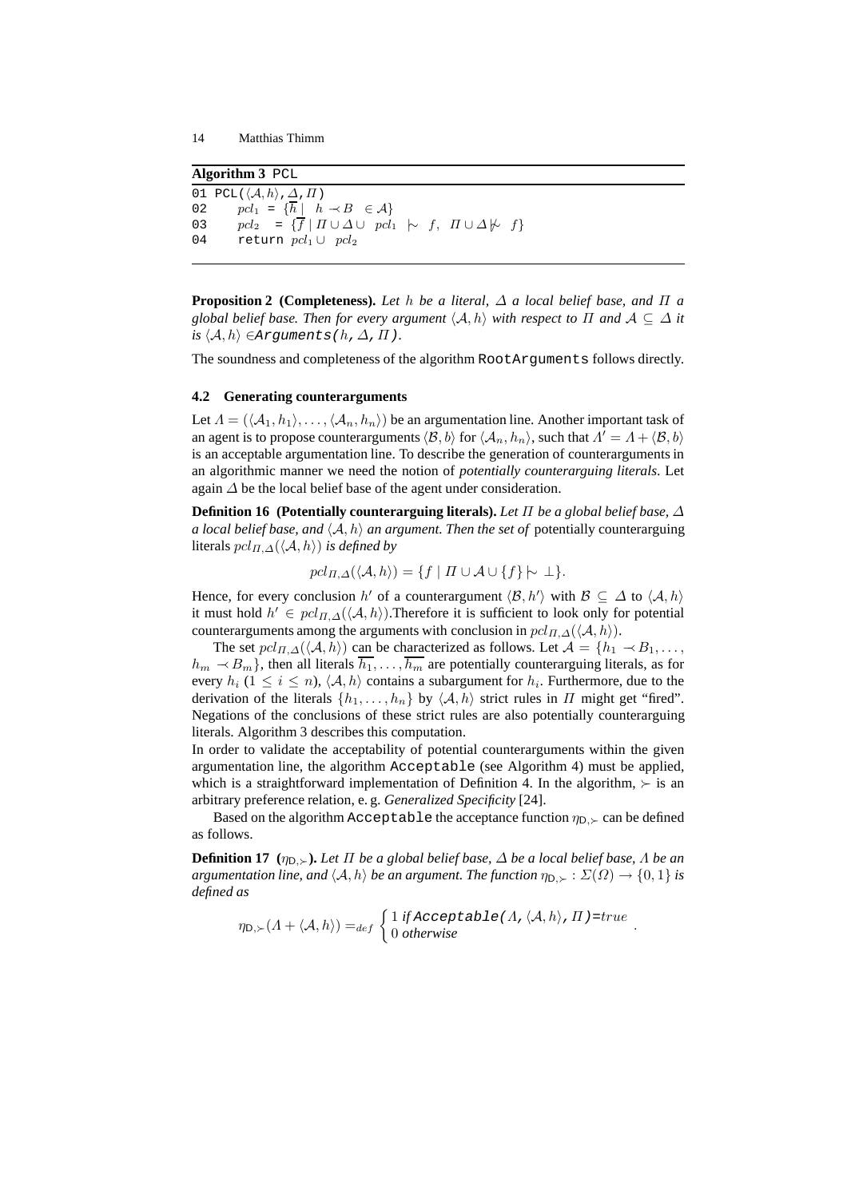**Algorithm 3** PCL

```
01 PCL(⟨A, h⟩, Δ, Π)
02     pcl₁ = {h̄ | h −≺ B ∈ A}
03     pcl₂ = {f̄ | Π ∪ Δ ∪ pcl₁ |∼ f, Π ∪ Δ |≁ f}
04     return pcl₁ ∪ pcl₂
```

**Proposition 2 (Completeness).** *Let $h$ be a literal, $\Delta$ a local belief base, and $\Pi$ a global belief base. Then for every argument $\langle \mathcal{A}, h\rangle$ with respect to $\Pi$ and $\mathcal{A} \subseteq \Delta$ it is $\langle \mathcal{A}, h\rangle \in$*`Arguments(`$h$`,`$\Delta$`,`$\Pi$`)`.

The soundness and completeness of the algorithm `RootArguments` follows directly.

### 4.2 Generating counterarguments

Let $\Lambda = (\langle \mathcal{A}_1, h_1\rangle, \ldots, \langle \mathcal{A}_n, h_n\rangle)$ be an argumentation line. Another important task of an agent is to propose counterarguments $\langle \mathcal{B}, b\rangle$ for $\langle \mathcal{A}_n, h_n\rangle$, such that $\Lambda' = \Lambda + \langle \mathcal{B}, b\rangle$ is an acceptable argumentation line. To describe the generation of counterarguments in an algorithmic manner we need the notion of *potentially counterarguing literals*. Let again $\Delta$ be the local belief base of the agent under consideration.

**Definition 16 (Potentially counterarguing literals).** *Let $\Pi$ be a global belief base, $\Delta$ a local belief base, and $\langle \mathcal{A}, h\rangle$ an argument. Then the set of* potentially counterarguing literals $pcl_{\Pi,\Delta}(\langle \mathcal{A}, h\rangle)$ *is defined by*

$$pcl_{\Pi,\Delta}(\langle \mathcal{A}, h\rangle) = \{f \mid \Pi \cup \mathcal{A} \cup \{f\} \mathrel{|\!\sim} \bot\}.$$

Hence, for every conclusion $h'$ of a counterargument $\langle \mathcal{B}, h'\rangle$ with $\mathcal{B} \subseteq \Delta$ to $\langle \mathcal{A}, h\rangle$ it must hold $h' \in pcl_{\Pi,\Delta}(\langle \mathcal{A}, h\rangle)$.Therefore it is sufficient to look only for potential counterarguments among the arguments with conclusion in $pcl_{\Pi,\Delta}(\langle \mathcal{A}, h\rangle)$.

The set $pcl_{\Pi,\Delta}(\langle \mathcal{A}, h\rangle)$ can be characterized as follows. Let $\mathcal{A} = \{h_1 \prec B_1, \ldots, h_m \prec B_m\}$, then all literals $\overline{h_1}, \ldots, \overline{h_m}$ are potentially counterarguing literals, as for every $h_i$ ($1 \leq i \leq n$), $\langle \mathcal{A}, h\rangle$ contains a subargument for $h_i$. Furthermore, due to the derivation of the literals $\{h_1, \ldots, h_n\}$ by $\langle \mathcal{A}, h\rangle$ strict rules in $\Pi$ might get "fired". Negations of the conclusions of these strict rules are also potentially counterarguing literals. Algorithm 3 describes this computation.

In order to validate the acceptability of potential counterarguments within the given argumentation line, the algorithm `Acceptable` (see Algorithm 4) must be applied, which is a straightforward implementation of Definition 4. In the algorithm, $\succ$ is an arbitrary preference relation, e. g. *Generalized Specificity* [24].

Based on the algorithm `Acceptable` the acceptance function $\eta_{\mathsf{D},\succ}$ can be defined as follows.

**Definition 17 ($\eta_{\mathsf{D},\succ}$).** *Let $\Pi$ be a global belief base, $\Delta$ be a local belief base, $\Lambda$ be an argumentation line, and $\langle \mathcal{A}, h\rangle$ be an argument. The function $\eta_{\mathsf{D},\succ} : \Sigma(\Omega) \rightarrow \{0, 1\}$ is defined as*

$$\eta_{\mathsf{D},\succ}(\Lambda + \langle \mathcal{A}, h\rangle) =_{def} \begin{cases} 1 \text{ if } \texttt{Acceptable(}\Lambda, \langle \mathcal{A}, h\rangle, \Pi\texttt{)=}true \\ 0 \text{ otherwise} \end{cases}.$$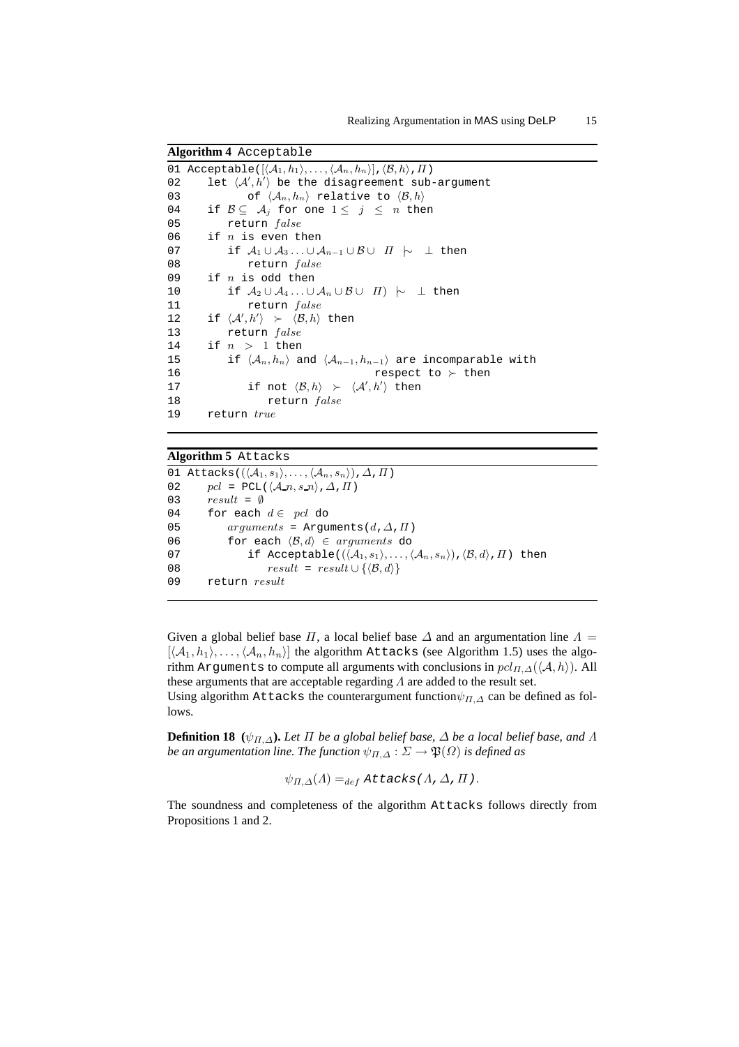**Algorithm 4** Acceptable

```
01 Acceptable([⟨A_1,h_1⟩,...,⟨A_n,h_n⟩],⟨B,h⟩,Π)
02    let ⟨A',h'⟩ be the disagreement sub-argument
03          of ⟨A_n,h_n⟩ relative to ⟨B,h⟩
04    if B ⊆ A_j for one 1 ≤ j ≤ n then
05       return false
06    if n is even then
07       if A_1 ∪ A_3 ... ∪ A_{n-1} ∪ B ∪ Π |~ ⊥ then
08          return false
09    if n is odd then
10       if A_2 ∪ A_4 ... ∪ A_n ∪ B ∪ Π) |~ ⊥ then
11          return false
12    if ⟨A',h'⟩ ≻ ⟨B,h⟩ then
13       return false
14    if n > 1 then
15       if ⟨A_n,h_n⟩ and ⟨A_{n-1},h_{n-1}⟩ are incomparable with
16                                   respect to ≻ then
17          if not ⟨B,h⟩ ≻ ⟨A',h'⟩ then
18             return false
19    return true
```

**Algorithm 5** Attacks

```
01 Attacks((⟨A_1,s_1⟩,...,⟨A_n,s_n⟩),Δ,Π)
02    pcl = PCL(⟨A_n,s_n⟩,Δ,Π)
03    result = ∅
04    for each d ∈ pcl do
05       arguments = Arguments(d,Δ,Π)
06       for each ⟨B,d⟩ ∈ arguments do
07          if Acceptable((⟨A_1,s_1⟩,...,⟨A_n,s_n⟩),⟨B,d⟩,Π) then
08             result = result ∪ {⟨B,d⟩}
09    return result
```

Given a global belief base $\Pi$, a local belief base $\Delta$ and an argumentation line $\Lambda = [\langle \mathcal{A}_1, h_1 \rangle, \ldots, \langle \mathcal{A}_n, h_n \rangle]$ the algorithm Attacks (see Algorithm 1.5) uses the algorithm Arguments to compute all arguments with conclusions in $pcl_{\Pi,\Delta}(\langle \mathcal{A}, h \rangle)$. All these arguments that are acceptable regarding $\Lambda$ are added to the result set.
Using algorithm Attacks the counterargument function $\psi_{\Pi,\Delta}$ can be defined as follows.

**Definition 18** **($\psi_{\Pi,\Delta}$).** *Let $\Pi$ be a global belief base, $\Delta$ be a local belief base, and $\Lambda$ be an argumentation line. The function $\psi_{\Pi,\Delta} : \Sigma \rightarrow \mathfrak{P}(\Omega)$ is defined as*

$$\psi_{\Pi,\Delta}(\Lambda) =_{def} \texttt{Attacks}(\Lambda, \Delta, \Pi).$$

The soundness and completeness of the algorithm Attacks follows directly from Propositions 1 and 2.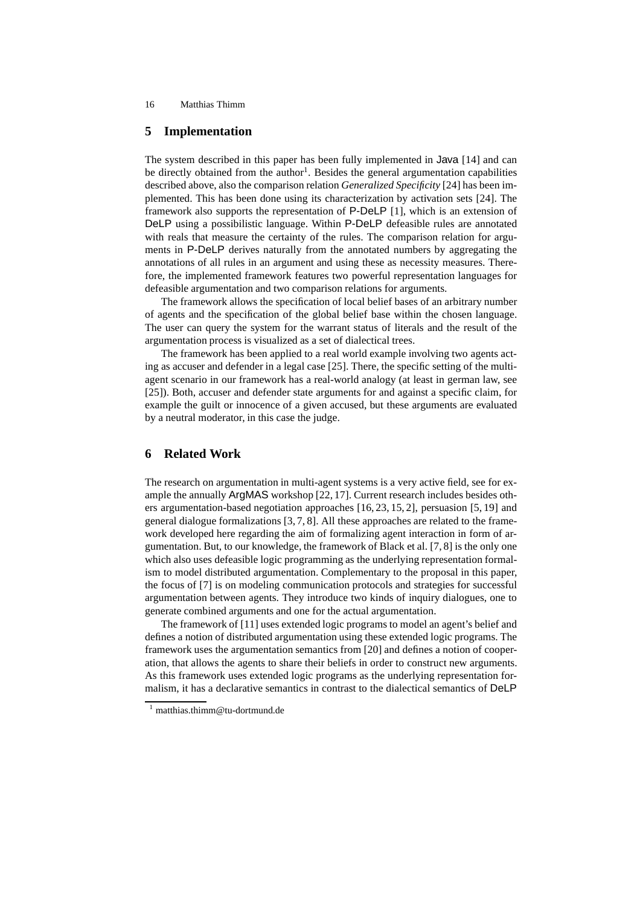## 5 Implementation

The system described in this paper has been fully implemented in Java [14] and can be directly obtained from the author[1]. Besides the general argumentation capabilities described above, also the comparison relation *Generalized Specificity* [24] has been implemented. This has been done using its characterization by activation sets [24]. The framework also supports the representation of P-DeLP [1], which is an extension of DeLP using a possibilistic language. Within P-DeLP defeasible rules are annotated with reals that measure the certainty of the rules. The comparison relation for arguments in P-DeLP derives naturally from the annotated numbers by aggregating the annotations of all rules in an argument and using these as necessity measures. Therefore, the implemented framework features two powerful representation languages for defeasible argumentation and two comparison relations for arguments.

The framework allows the specification of local belief bases of an arbitrary number of agents and the specification of the global belief base within the chosen language. The user can query the system for the warrant status of literals and the result of the argumentation process is visualized as a set of dialectical trees.

The framework has been applied to a real world example involving two agents acting as accuser and defender in a legal case [25]. There, the specific setting of the multi-agent scenario in our framework has a real-world analogy (at least in german law, see [25]). Both, accuser and defender state arguments for and against a specific claim, for example the guilt or innocence of a given accused, but these arguments are evaluated by a neutral moderator, in this case the judge.

## 6 Related Work

The research on argumentation in multi-agent systems is a very active field, see for example the annually ArgMAS workshop [22, 17]. Current research includes besides others argumentation-based negotiation approaches [16, 23, 15, 2], persuasion [5, 19] and general dialogue formalizations [3, 7, 8]. All these approaches are related to the framework developed here regarding the aim of formalizing agent interaction in form of argumentation. But, to our knowledge, the framework of Black et al. [7, 8] is the only one which also uses defeasible logic programming as the underlying representation formalism to model distributed argumentation. Complementary to the proposal in this paper, the focus of [7] is on modeling communication protocols and strategies for successful argumentation between agents. They introduce two kinds of inquiry dialogues, one to generate combined arguments and one for the actual argumentation.

The framework of [11] uses extended logic programs to model an agent's belief and defines a notion of distributed argumentation using these extended logic programs. The framework uses the argumentation semantics from [20] and defines a notion of cooperation, that allows the agents to share their beliefs in order to construct new arguments. As this framework uses extended logic programs as the underlying representation formalism, it has a declarative semantics in contrast to the dialectical semantics of DeLP

[1] matthias.thimm@tu-dortmund.de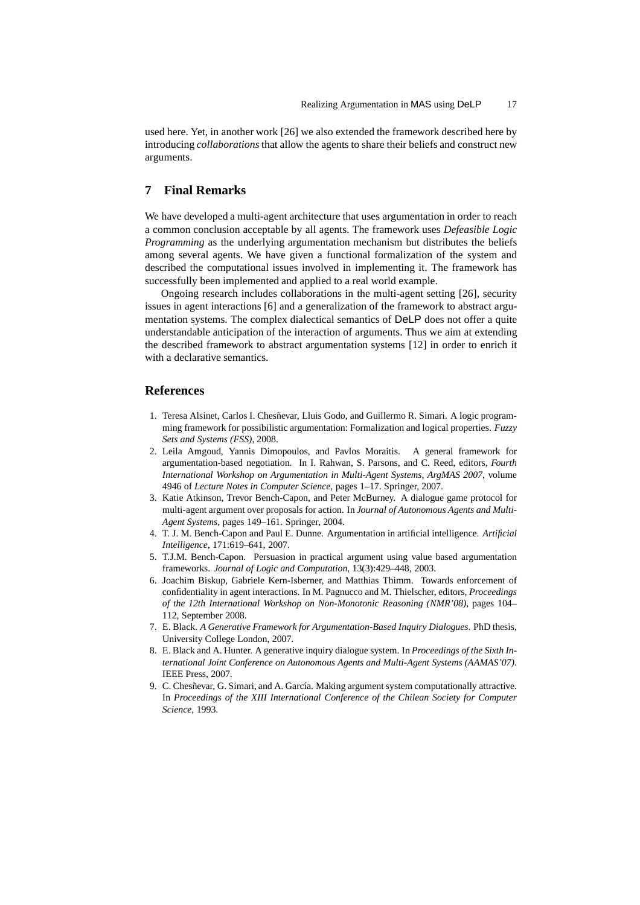used here. Yet, in another work [26] we also extended the framework described here by introducing *collaborations* that allow the agents to share their beliefs and construct new arguments.

## 7 Final Remarks

We have developed a multi-agent architecture that uses argumentation in order to reach a common conclusion acceptable by all agents. The framework uses *Defeasible Logic Programming* as the underlying argumentation mechanism but distributes the beliefs among several agents. We have given a functional formalization of the system and described the computational issues involved in implementing it. The framework has successfully been implemented and applied to a real world example.

Ongoing research includes collaborations in the multi-agent setting [26], security issues in agent interactions [6] and a generalization of the framework to abstract argumentation systems. The complex dialectical semantics of DeLP does not offer a quite understandable anticipation of the interaction of arguments. Thus we aim at extending the described framework to abstract argumentation systems [12] in order to enrich it with a declarative semantics.

## References

1. Teresa Alsinet, Carlos I. Chesñevar, Lluis Godo, and Guillermo R. Simari. A logic programming framework for possibilistic argumentation: Formalization and logical properties. *Fuzzy Sets and Systems (FSS)*, 2008.
2. Leila Amgoud, Yannis Dimopoulos, and Pavlos Moraitis. A general framework for argumentation-based negotiation. In I. Rahwan, S. Parsons, and C. Reed, editors, *Fourth International Workshop on Argumentation in Multi-Agent Systems, ArgMAS 2007*, volume 4946 of *Lecture Notes in Computer Science*, pages 1–17. Springer, 2007.
3. Katie Atkinson, Trevor Bench-Capon, and Peter McBurney. A dialogue game protocol for multi-agent argument over proposals for action. In *Journal of Autonomous Agents and Multi-Agent Systems*, pages 149–161. Springer, 2004.
4. T. J. M. Bench-Capon and Paul E. Dunne. Argumentation in artificial intelligence. *Artificial Intelligence*, 171:619–641, 2007.
5. T.J.M. Bench-Capon. Persuasion in practical argument using value based argumentation frameworks. *Journal of Logic and Computation*, 13(3):429–448, 2003.
6. Joachim Biskup, Gabriele Kern-Isberner, and Matthias Thimm. Towards enforcement of confidentiality in agent interactions. In M. Pagnucco and M. Thielscher, editors, *Proceedings of the 12th International Workshop on Non-Monotonic Reasoning (NMR'08)*, pages 104–112, September 2008.
7. E. Black. *A Generative Framework for Argumentation-Based Inquiry Dialogues*. PhD thesis, University College London, 2007.
8. E. Black and A. Hunter. A generative inquiry dialogue system. In *Proceedings of the Sixth International Joint Conference on Autonomous Agents and Multi-Agent Systems (AAMAS'07)*. IEEE Press, 2007.
9. C. Chesñevar, G. Simari, and A. García. Making argument system computationally attractive. In *Proceedings of the XIII International Conference of the Chilean Society for Computer Science*, 1993.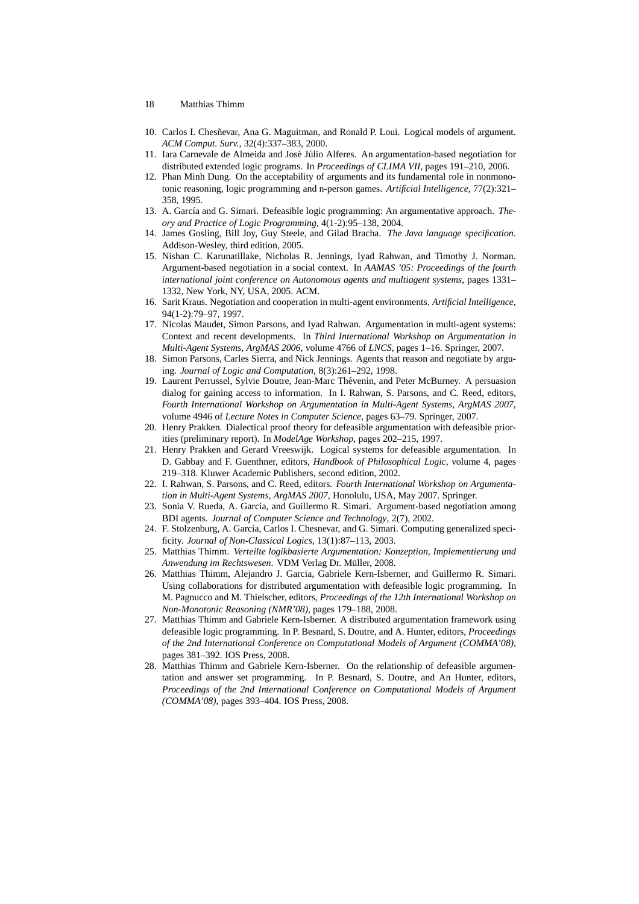10. Carlos I. Chesñevar, Ana G. Maguitman, and Ronald P. Loui. Logical models of argument. *ACM Comput. Surv.*, 32(4):337–383, 2000.
11. Iara Carnevale de Almeida and José Júlio Alferes. An argumentation-based negotiation for distributed extended logic programs. In *Proceedings of CLIMA VII*, pages 191–210, 2006.
12. Phan Minh Dung. On the acceptability of arguments and its fundamental role in nonmonotonic reasoning, logic programming and n-person games. *Artificial Intelligence*, 77(2):321–358, 1995.
13. A. García and G. Simari. Defeasible logic programming: An argumentative approach. *Theory and Practice of Logic Programming*, 4(1-2):95–138, 2004.
14. James Gosling, Bill Joy, Guy Steele, and Gilad Bracha. *The Java language specification*. Addison-Wesley, third edition, 2005.
15. Nishan C. Karunatillake, Nicholas R. Jennings, Iyad Rahwan, and Timothy J. Norman. Argument-based negotiation in a social context. In *AAMAS '05: Proceedings of the fourth international joint conference on Autonomous agents and multiagent systems*, pages 1331–1332, New York, NY, USA, 2005. ACM.
16. Sarit Kraus. Negotiation and cooperation in multi-agent environments. *Artificial Intelligence*, 94(1-2):79–97, 1997.
17. Nicolas Maudet, Simon Parsons, and Iyad Rahwan. Argumentation in multi-agent systems: Context and recent developments. In *Third International Workshop on Argumentation in Multi-Agent Systems, ArgMAS 2006*, volume 4766 of *LNCS*, pages 1–16. Springer, 2007.
18. Simon Parsons, Carles Sierra, and Nick Jennings. Agents that reason and negotiate by arguing. *Journal of Logic and Computation*, 8(3):261–292, 1998.
19. Laurent Perrussel, Sylvie Doutre, Jean-Marc Thévenin, and Peter McBurney. A persuasion dialog for gaining access to information. In I. Rahwan, S. Parsons, and C. Reed, editors, *Fourth International Workshop on Argumentation in Multi-Agent Systems, ArgMAS 2007*, volume 4946 of *Lecture Notes in Computer Science*, pages 63–79. Springer, 2007.
20. Henry Prakken. Dialectical proof theory for defeasible argumentation with defeasible priorities (preliminary report). In *ModelAge Workshop*, pages 202–215, 1997.
21. Henry Prakken and Gerard Vreeswijk. Logical systems for defeasible argumentation. In D. Gabbay and F. Guenthner, editors, *Handbook of Philosophical Logic*, volume 4, pages 219–318. Kluwer Academic Publishers, second edition, 2002.
22. I. Rahwan, S. Parsons, and C. Reed, editors. *Fourth International Workshop on Argumentation in Multi-Agent Systems, ArgMAS 2007*, Honolulu, USA, May 2007. Springer.
23. Sonia V. Rueda, A. Garcia, and Guillermo R. Simari. Argument-based negotiation among BDI agents. *Journal of Computer Science and Technology*, 2(7), 2002.
24. F. Stolzenburg, A. García, Carlos I. Chesnevar, and G. Simari. Computing generalized specificity. *Journal of Non-Classical Logics*, 13(1):87–113, 2003.
25. Matthias Thimm. *Verteilte logikbasierte Argumentation: Konzeption, Implementierung und Anwendung im Rechtswesen*. VDM Verlag Dr. Müller, 2008.
26. Matthias Thimm, Alejandro J. Garcia, Gabriele Kern-Isberner, and Guillermo R. Simari. Using collaborations for distributed argumentation with defeasible logic programming. In M. Pagnucco and M. Thielscher, editors, *Proceedings of the 12th International Workshop on Non-Monotonic Reasoning (NMR'08)*, pages 179–188, 2008.
27. Matthias Thimm and Gabriele Kern-Isberner. A distributed argumentation framework using defeasible logic programming. In P. Besnard, S. Doutre, and A. Hunter, editors, *Proceedings of the 2nd International Conference on Computational Models of Argument (COMMA'08)*, pages 381–392. IOS Press, 2008.
28. Matthias Thimm and Gabriele Kern-Isberner. On the relationship of defeasible argumentation and answer set programming. In P. Besnard, S. Doutre, and An Hunter, editors, *Proceedings of the 2nd International Conference on Computational Models of Argument (COMMA'08)*, pages 393–404. IOS Press, 2008.